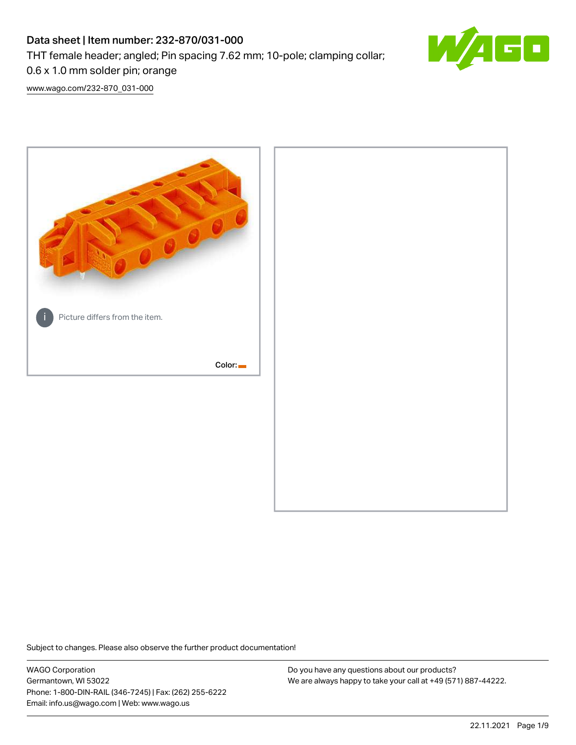# Data sheet | Item number: 232-870/031-000

THT female header; angled; Pin spacing 7.62 mm; 10-pole; clamping collar; 0.6 x 1.0 mm solder pin; orange

www.wago.com/232-870_031-000

Picture differs from the item.

Color:

Subject to changes. Please also observe the further product documentation!

WAGO Corporation
Germantown, WI 53022
Phone: 1-800-DIN-RAIL (346-7245) | Fax: (262) 255-6222
Email: info.us@wago.com | Web: www.wago.us

Do you have any questions about our products?
We are always happy to take your call at +49 (571) 887-44222.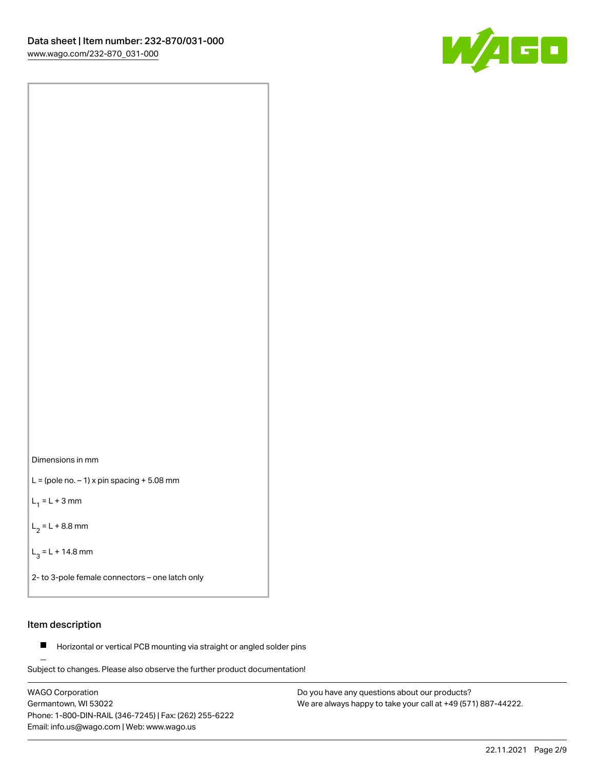Dimensions in mm

L = (pole no. – 1) x pin spacing + 5.08 mm

$L_1$ = L + 3 mm

$L_2$ = L + 8.8 mm

$L_3$ = L + 14.8 mm

2- to 3-pole female connectors – one latch only

## Item description

- Horizontal or vertical PCB mounting via straight or angled solder pins

Subject to changes. Please also observe the further product documentation!

WAGO Corporation
Germantown, WI 53022
Phone: 1-800-DIN-RAIL (346-7245) | Fax: (262) 255-6222
Email: info.us@wago.com | Web: www.wago.us

Do you have any questions about our products?
We are always happy to take your call at +49 (571) 887-44222.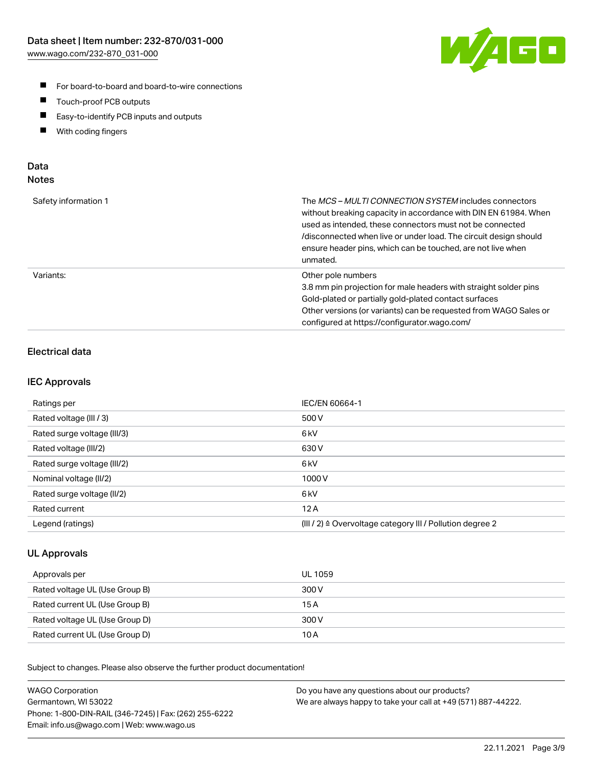- For board-to-board and board-to-wire connections
- Touch-proof PCB outputs
- Easy-to-identify PCB inputs and outputs
- With coding fingers

## Data
### Notes

| | |
|---|---|
| Safety information 1 | The *MCS – MULTI CONNECTION SYSTEM* includes connectors without breaking capacity in accordance with DIN EN 61984. When used as intended, these connectors must not be connected /disconnected when live or under load. The circuit design should ensure header pins, which can be touched, are not live when unmated. |
| Variants: | Other pole numbers<br>3.8 mm pin projection for male headers with straight solder pins<br>Gold-plated or partially gold-plated contact surfaces<br>Other versions (or variants) can be requested from WAGO Sales or configured at https://configurator.wago.com/ |

### Electrical data

### IEC Approvals

| | |
|---|---|
| Ratings per | IEC/EN 60664-1 |
| Rated voltage (III / 3) | 500 V |
| Rated surge voltage (III/3) | 6 kV |
| Rated voltage (III/2) | 630 V |
| Rated surge voltage (III/2) | 6 kV |
| Nominal voltage (II/2) | 1000 V |
| Rated surge voltage (II/2) | 6 kV |
| Rated current | 12 A |
| Legend (ratings) | (III / 2) ≙ Overvoltage category III / Pollution degree 2 |

### UL Approvals

| | |
|---|---|
| Approvals per | UL 1059 |
| Rated voltage UL (Use Group B) | 300 V |
| Rated current UL (Use Group B) | 15 A |
| Rated voltage UL (Use Group D) | 300 V |
| Rated current UL (Use Group D) | 10 A |

Subject to changes. Please also observe the further product documentation!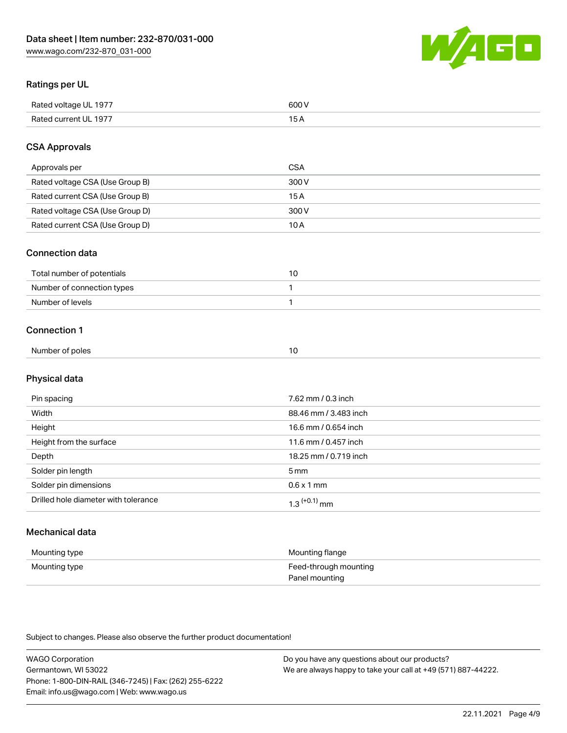## Ratings per UL

| Rated voltage UL 1977 | 600 V |
| --- | --- |
| Rated current UL 1977 | 15 A |

## CSA Approvals

| Approvals per | CSA |
| --- | --- |
| Rated voltage CSA (Use Group B) | 300 V |
| Rated current CSA (Use Group B) | 15 A |
| Rated voltage CSA (Use Group D) | 300 V |
| Rated current CSA (Use Group D) | 10 A |

## Connection data

| Total number of potentials | 10 |
| --- | --- |
| Number of connection types | 1 |
| Number of levels | 1 |

## Connection 1

| Number of poles | 10 |
| --- | --- |

## Physical data

| Pin spacing | 7.62 mm / 0.3 inch |
| --- | --- |
| Width | 88.46 mm / 3.483 inch |
| Height | 16.6 mm / 0.654 inch |
| Height from the surface | 11.6 mm / 0.457 inch |
| Depth | 18.25 mm / 0.719 inch |
| Solder pin length | 5 mm |
| Solder pin dimensions | 0.6 x 1 mm |
| Drilled hole diameter with tolerance | $1.3^{(+0.1)}$ mm |

## Mechanical data

| Mounting type | Mounting flange |
| --- | --- |
| Mounting type | Feed-through mounting<br>Panel mounting |

Subject to changes. Please also observe the further product documentation!

WAGO Corporation
Germantown, WI 53022
Phone: 1-800-DIN-RAIL (346-7245) | Fax: (262) 255-6222
Email: info.us@wago.com | Web: www.wago.us

Do you have any questions about our products?
We are always happy to take your call at +49 (571) 887-44222.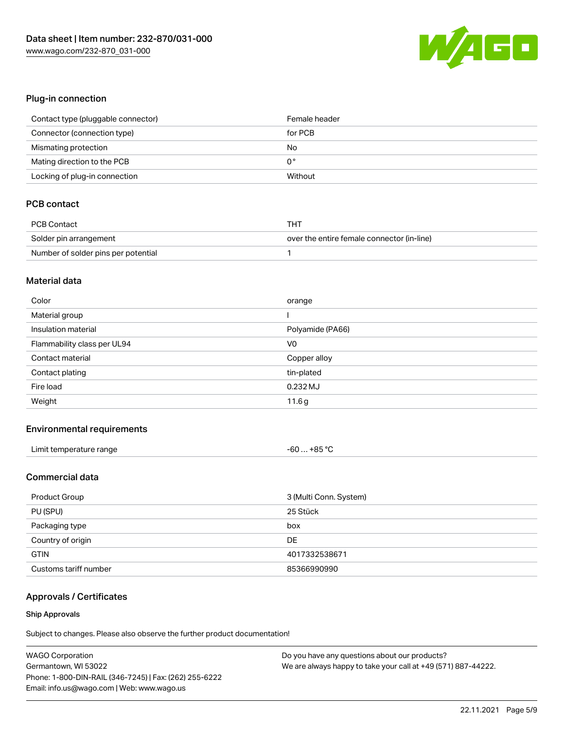## Plug-in connection

| | |
|---|---|
| Contact type (pluggable connector) | Female header |
| Connector (connection type) | for PCB |
| Mismating protection | No |
| Mating direction to the PCB | 0 ° |
| Locking of plug-in connection | Without |

## PCB contact

| | |
|---|---|
| PCB Contact | THT |
| Solder pin arrangement | over the entire female connector (in-line) |
| Number of solder pins per potential | 1 |

## Material data

| | |
|---|---|
| Color | orange |
| Material group | I |
| Insulation material | Polyamide (PA66) |
| Flammability class per UL94 | V0 |
| Contact material | Copper alloy |
| Contact plating | tin-plated |
| Fire load | 0.232 MJ |
| Weight | 11.6 g |

## Environmental requirements

| | |
|---|---|
| Limit temperature range | -60 … +85 °C |

## Commercial data

| | |
|---|---|
| Product Group | 3 (Multi Conn. System) |
| PU (SPU) | 25 Stück |
| Packaging type | box |
| Country of origin | DE |
| GTIN | 4017332538671 |
| Customs tariff number | 85366990990 |

## Approvals / Certificates

### Ship Approvals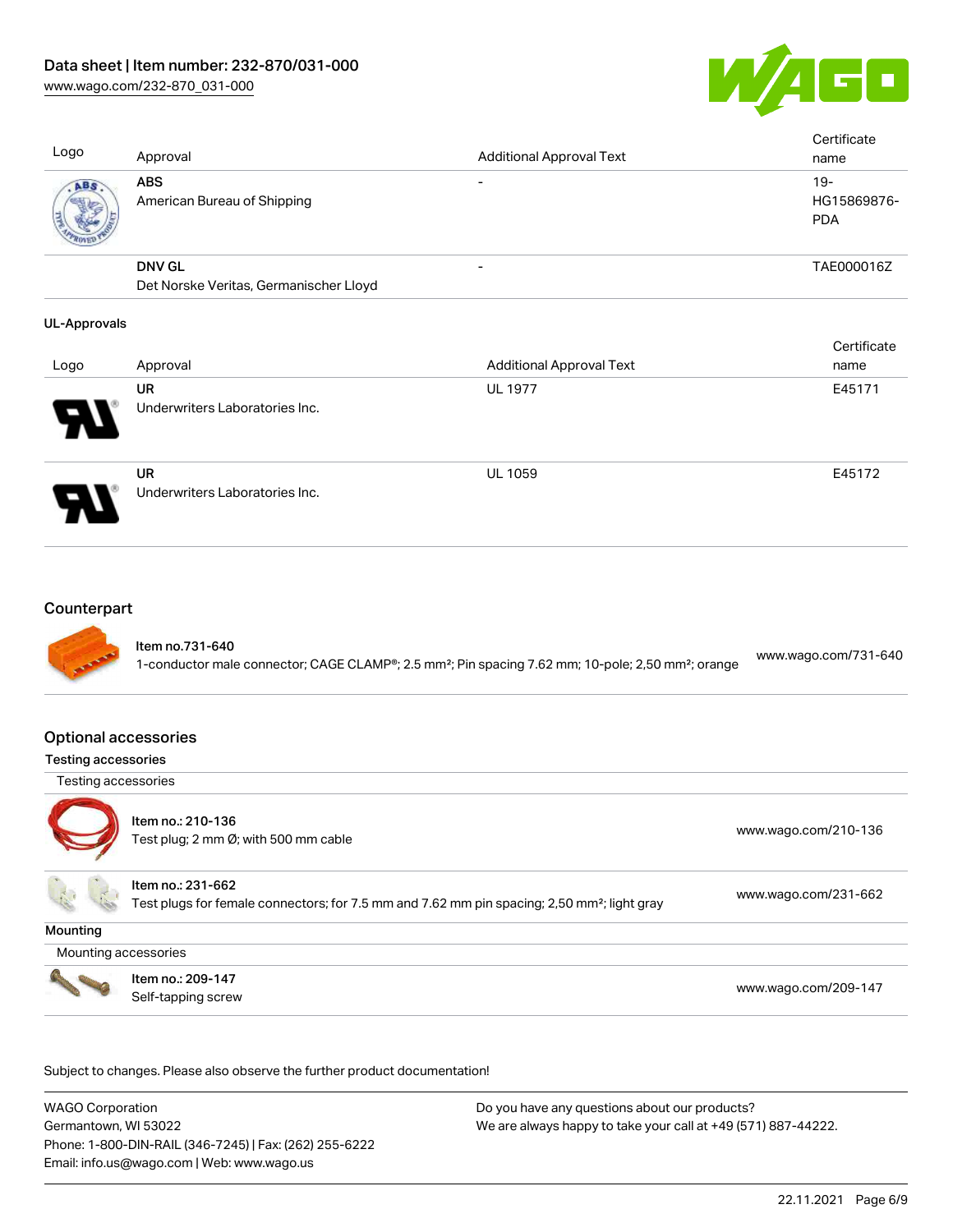| Logo | Approval | Additional Approval Text | Certificate name |
|---|---|---|---|
| | **ABS** American Bureau of Shipping | - | 19-HG15869876-PDA |
| | **DNV GL** Det Norske Veritas, Germanischer Lloyd | - | TAE000016Z |

**UL-Approvals**

| Logo | Approval | Additional Approval Text | Certificate name |
|---|---|---|---|
| | **UR** Underwriters Laboratories Inc. | UL 1977 | E45171 |
| | **UR** Underwriters Laboratories Inc. | UL 1059 | E45172 |

## Counterpart

| | | |
|---|---|---|
| | Item no.731-640<br>1-conductor male connector; CAGE CLAMP®; 2.5 mm²; Pin spacing 7.62 mm; 10-pole; 2,50 mm²; orange | www.wago.com/731-640 |

## Optional accessories

### Testing accessories

Testing accessories

| | | |
|---|---|---|
| | Item no.: 210-136<br>Test plug; 2 mm Ø; with 500 mm cable | www.wago.com/210-136 |
| | Item no.: 231-662<br>Test plugs for female connectors; for 7.5 mm and 7.62 mm pin spacing; 2,50 mm²; light gray | www.wago.com/231-662 |

### Mounting

Mounting accessories

| | | |
|---|---|---|
| | Item no.: 209-147<br>Self-tapping screw | www.wago.com/209-147 |

Subject to changes. Please also observe the further product documentation!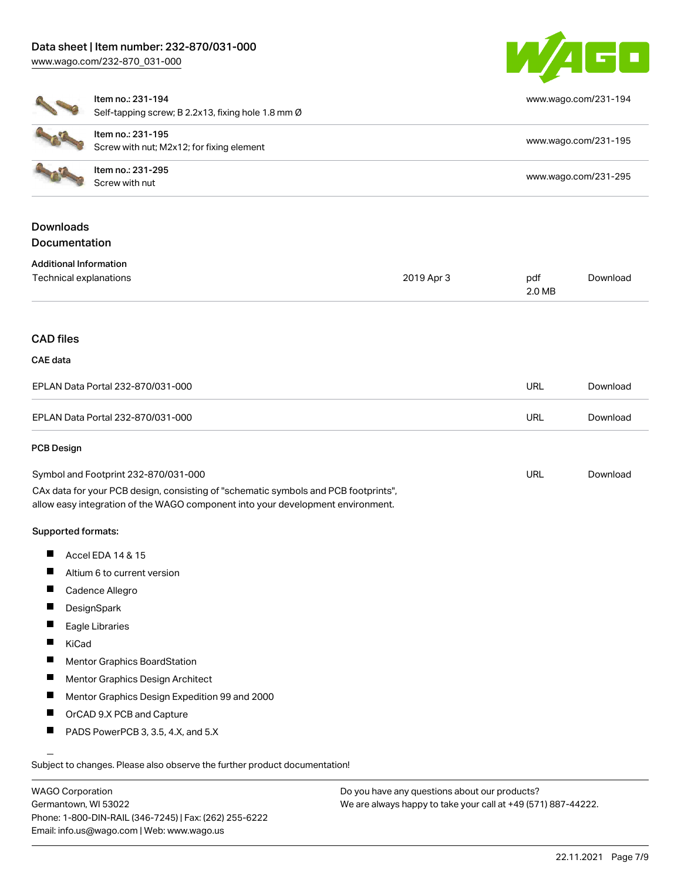| Item no. | Description | Link |
| --- | --- | --- |
| Item no.: 231-194 | Self-tapping screw; B 2.2x13, fixing hole 1.8 mm Ø | www.wago.com/231-194 |
| Item no.: 231-195 | Screw with nut; M2x12; for fixing element | www.wago.com/231-195 |
| Item no.: 231-295 | Screw with nut | www.wago.com/231-295 |

## Downloads

### Documentation

**Additional Information**

| Document | Date | Format | |
| --- | --- | --- | --- |
| Technical explanations | 2019 Apr 3 | pdf 2.0 MB | Download |

## CAD files

### CAE data

| File | Format | |
| --- | --- | --- |
| EPLAN Data Portal 232-870/031-000 | URL | Download |
| EPLAN Data Portal 232-870/031-000 | URL | Download |

### PCB Design

| File | Format | |
| --- | --- | --- |
| Symbol and Footprint 232-870/031-000 | URL | Download |

CAx data for your PCB design, consisting of "schematic symbols and PCB footprints", allow easy integration of the WAGO component into your development environment.

**Supported formats:**

- Accel EDA 14 & 15
- Altium 6 to current version
- Cadence Allegro
- DesignSpark
- Eagle Libraries
- KiCad
- Mentor Graphics BoardStation
- Mentor Graphics Design Architect
- Mentor Graphics Design Expedition 99 and 2000
- OrCAD 9.X PCB and Capture
- PADS PowerPCB 3, 3.5, 4.X, and 5.X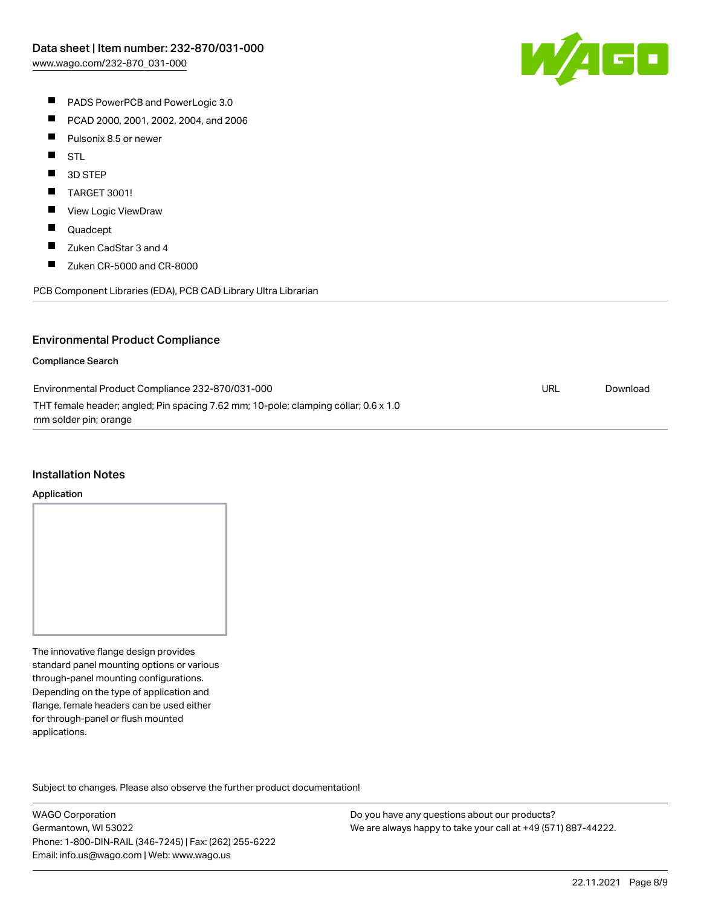- PADS PowerPCB and PowerLogic 3.0
- PCAD 2000, 2001, 2002, 2004, and 2006
- Pulsonix 8.5 or newer
- STL
- 3D STEP
- TARGET 3001!
- View Logic ViewDraw
- Quadcept
- Zuken CadStar 3 and 4
- Zuken CR-5000 and CR-8000

PCB Component Libraries (EDA), PCB CAD Library Ultra Librarian

## Environmental Product Compliance

### Compliance Search

| | | |
|---|---|---|
| Environmental Product Compliance 232-870/031-000<br>THT female header; angled; Pin spacing 7.62 mm; 10-pole; clamping collar; 0.6 x 1.0 mm solder pin; orange | URL | Download |

## Installation Notes

### Application

The innovative flange design provides standard panel mounting options or various through-panel mounting configurations. Depending on the type of application and flange, female headers can be used either for through-panel or flush mounted applications.

Subject to changes. Please also observe the further product documentation!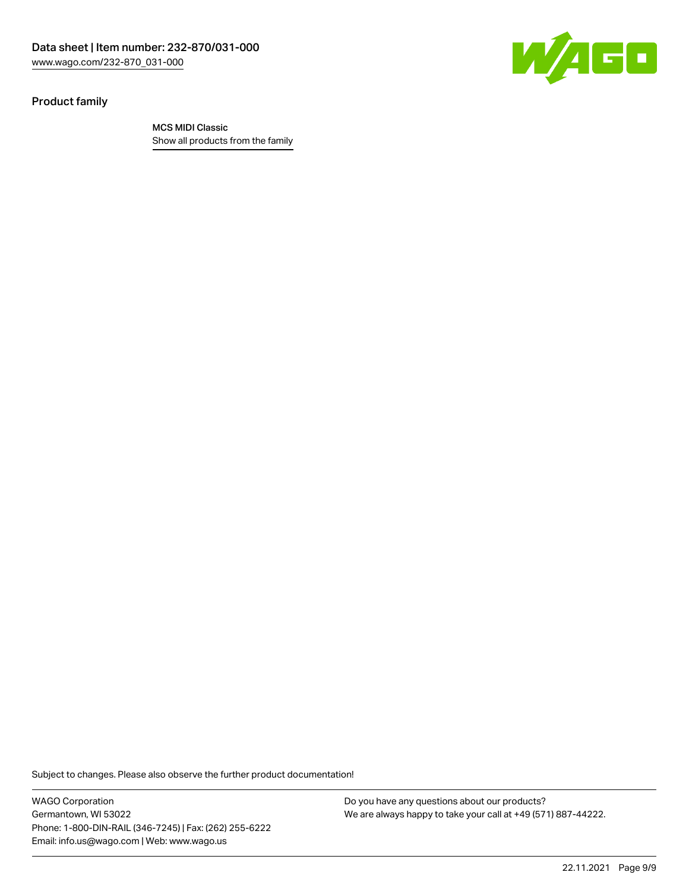## Product family

MCS MIDI Classic
Show all products from the family

Subject to changes. Please also observe the further product documentation!

WAGO Corporation
Germantown, WI 53022
Phone: 1-800-DIN-RAIL (346-7245) | Fax: (262) 255-6222
Email: info.us@wago.com | Web: www.wago.us

Do you have any questions about our products?
We are always happy to take your call at +49 (571) 887-44222.